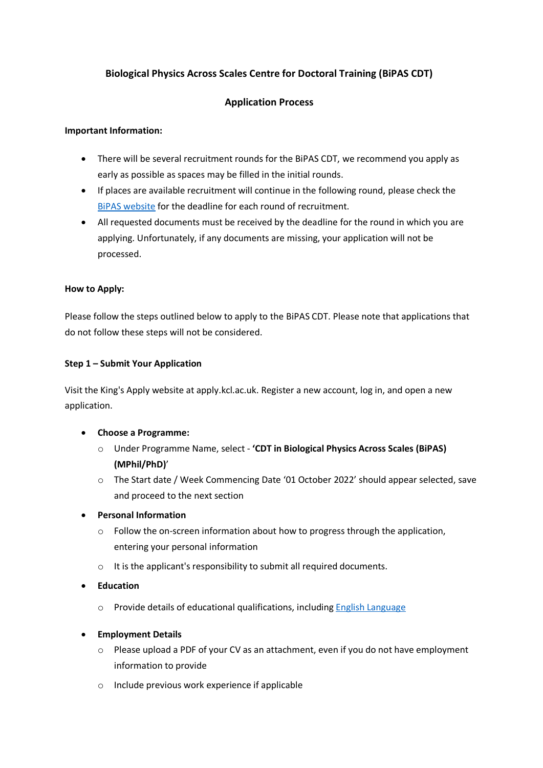**Biological Physics Across Scales Centre for Doctoral Training (BiPAS CDT)**

**Application Process**

**Important Information:**

- There will be several recruitment rounds for the BiPAS CDT, we recommend you apply as early as possible as spaces may be filled in the initial rounds.
- If places are available recruitment will continue in the following round, please check the BiPAS website for the deadline for each round of recruitment.
- All requested documents must be received by the deadline for the round in which you are applying. Unfortunately, if any documents are missing, your application will not be processed.

**How to Apply:**

Please follow the steps outlined below to apply to the BiPAS CDT. Please note that applications that do not follow these steps will not be considered.

**Step 1 – Submit Your Application**

Visit the King's Apply website at apply.kcl.ac.uk. Register a new account, log in, and open a new application.

- **Choose a Programme:**
  - Under Programme Name, select - **'CDT in Biological Physics Across Scales (BiPAS) (MPhil/PhD)**'
  - The Start date / Week Commencing Date '01 October 2022' should appear selected, save and proceed to the next section
- **Personal Information**
  - Follow the on-screen information about how to progress through the application, entering your personal information
  - It is the applicant's responsibility to submit all required documents.
- **Education**
  - Provide details of educational qualifications, including English Language
- **Employment Details**
  - Please upload a PDF of your CV as an attachment, even if you do not have employment information to provide
  - Include previous work experience if applicable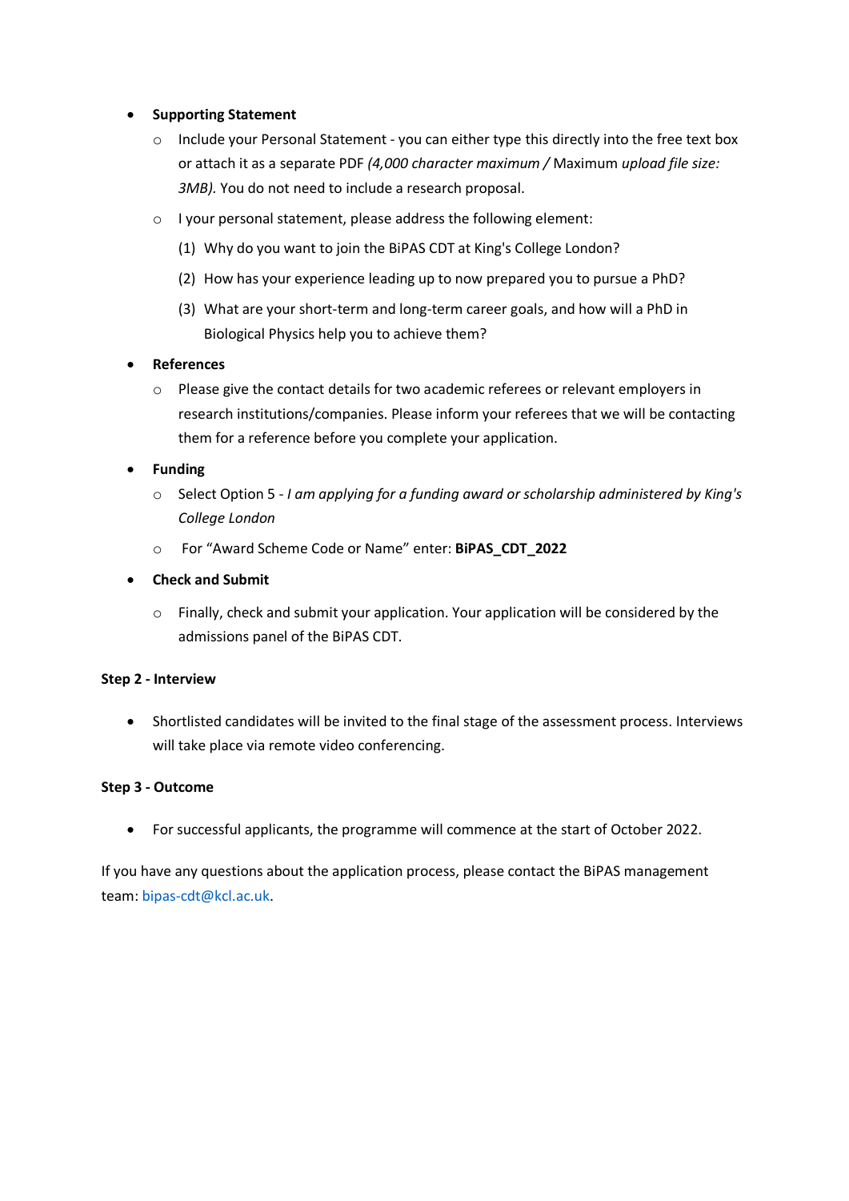- **Supporting Statement**
    - Include your Personal Statement - you can either type this directly into the free text box or attach it as a separate PDF *(4,000 character maximum /* Maximum *upload file size: 3MB).* You do not need to include a research proposal.
    - I your personal statement, please address the following element:
        (1) Why do you want to join the BiPAS CDT at King's College London?
        (2) How has your experience leading up to now prepared you to pursue a PhD?
        (3) What are your short-term and long-term career goals, and how will a PhD in Biological Physics help you to achieve them?
- **References**
    - Please give the contact details for two academic referees or relevant employers in research institutions/companies. Please inform your referees that we will be contacting them for a reference before you complete your application.
- **Funding**
    - Select Option 5 - *I am applying for a funding award or scholarship administered by King's College London*
    - For "Award Scheme Code or Name" enter: **BiPAS_CDT_2022**
- **Check and Submit**
    - Finally, check and submit your application. Your application will be considered by the admissions panel of the BiPAS CDT.

**Step 2 - Interview**

- Shortlisted candidates will be invited to the final stage of the assessment process. Interviews will take place via remote video conferencing.

**Step 3 - Outcome**

- For successful applicants, the programme will commence at the start of October 2022.

If you have any questions about the application process, please contact the BiPAS management team: bipas-cdt@kcl.ac.uk.